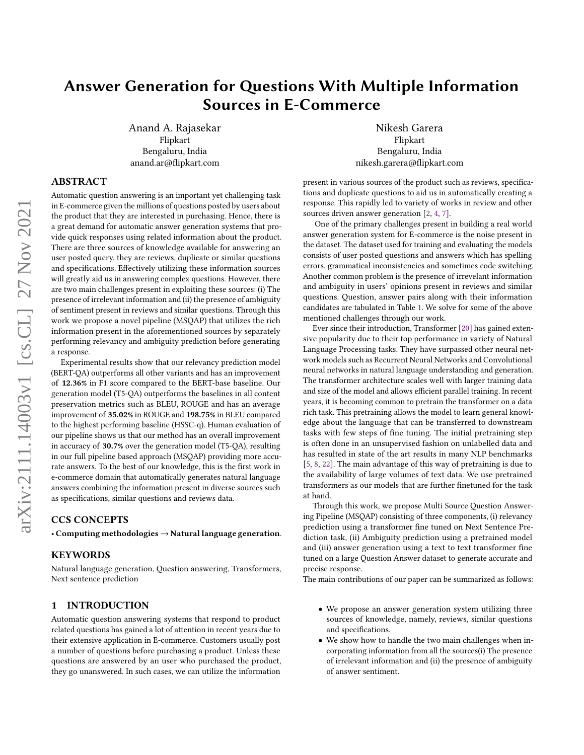# Answer Generation for Questions With Multiple Information Sources in E-Commerce

Anand A. Rajasekar
Flipkart
Bengaluru, India
anand.ar@flipkart.com

Nikesh Garera
Flipkart
Bengaluru, India
nikesh.garera@flipkart.com

## ABSTRACT

Automatic question answering is an important yet challenging task in E-commerce given the millions of questions posted by users about the product that they are interested in purchasing. Hence, there is a great demand for automatic answer generation systems that provide quick responses using related information about the product. There are three sources of knowledge available for answering an user posted query, they are reviews, duplicate or similar questions and specifications. Effectively utilizing these information sources will greatly aid us in answering complex questions. However, there are two main challenges present in exploiting these sources: (i) The presence of irrelevant information and (ii) the presence of ambiguity of sentiment present in reviews and similar questions. Through this work we propose a novel pipeline (MSQAP) that utilizes the rich information present in the aforementioned sources by separately performing relevancy and ambiguity prediction before generating a response.

Experimental results show that our relevancy prediction model (BERT-QA) outperforms all other variants and has an improvement of **12.36%** in F1 score compared to the BERT-base baseline. Our generation model (T5-QA) outperforms the baselines in all content preservation metrics such as BLEU, ROUGE and has an average improvement of **35.02%** in ROUGE and **198.75%** in BLEU compared to the highest performing baseline (HSSC-q). Human evaluation of our pipeline shows us that our method has an overall improvement in accuracy of **30.7%** over the generation model (T5-QA), resulting in our full pipeline based approach (MSQAP) providing more accurate answers. To the best of our knowledge, this is the first work in e-commerce domain that automatically generates natural language answers combining the information present in diverse sources such as specifications, similar questions and reviews data.

## CCS CONCEPTS

• **Computing methodologies → Natural language generation**.

## KEYWORDS

Natural language generation, Question answering, Transformers, Next sentence prediction

## 1 INTRODUCTION

Automatic question answering systems that respond to product related questions has gained a lot of attention in recent years due to their extensive application in E-commerce. Customers usually post a number of questions before purchasing a product. Unless these questions are answered by an user who purchased the product, they go unanswered. In such cases, we can utilize the information present in various sources of the product such as reviews, specifications and duplicate questions to aid us in automatically creating a response. This rapidly led to variety of works in review and other sources driven answer generation [2, 4, 7].

One of the primary challenges present in building a real world answer generation system for E-commerce is the noise present in the dataset. The dataset used for training and evaluating the models consists of user posted questions and answers which has spelling errors, grammatical inconsistencies and sometimes code switching. Another common problem is the presence of irrevelant information and ambiguity in users' opinions present in reviews and similar questions. Question, answer pairs along with their information candidates are tabulated in Table 1. We solve for some of the above mentioned challenges through our work.

Ever since their introduction, Transformer [20] has gained extensive popularity due to their top performance in variety of Natural Language Processing tasks. They have surpassed other neural network models such as Recurrent Neural Networks and Convolutional neural networks in natural language understanding and generation. The transformer architecture scales well with larger training data and size of the model and allows efficient parallel training. In recent years, it is becoming common to pretrain the transformer on a data rich task. This pretraining allows the model to learn general knowledge about the language that can be transferred to downstream tasks with few steps of fine tuning. The initial pretraining step is often done in an unsupervised fashion on unlabelled data and has resulted in state of the art results in many NLP benchmarks [5, 8, 22]. The main advantage of this way of pretraining is due to the availability of large volumes of text data. We use pretrained transformers as our models that are further finetuned for the task at hand.

Through this work, we propose Multi Source Question Answering Pipeline (MSQAP) consisting of three components, (i) relevancy prediction using a transformer fine tuned on Next Sentence Prediction task, (ii) Ambiguity prediction using a pretrained model and (iii) answer generation using a text to text transformer fine tuned on a large Question Answer dataset to generate accurate and precise response.

The main contributions of our paper can be summarized as follows:

- We propose an answer generation system utilizing three sources of knowledge, namely, reviews, similar questions and specifications.
- We show how to handle the two main challenges when incorporating information from all the sources(i) The presence of irrelevant information and (ii) the presence of ambiguity of answer sentiment.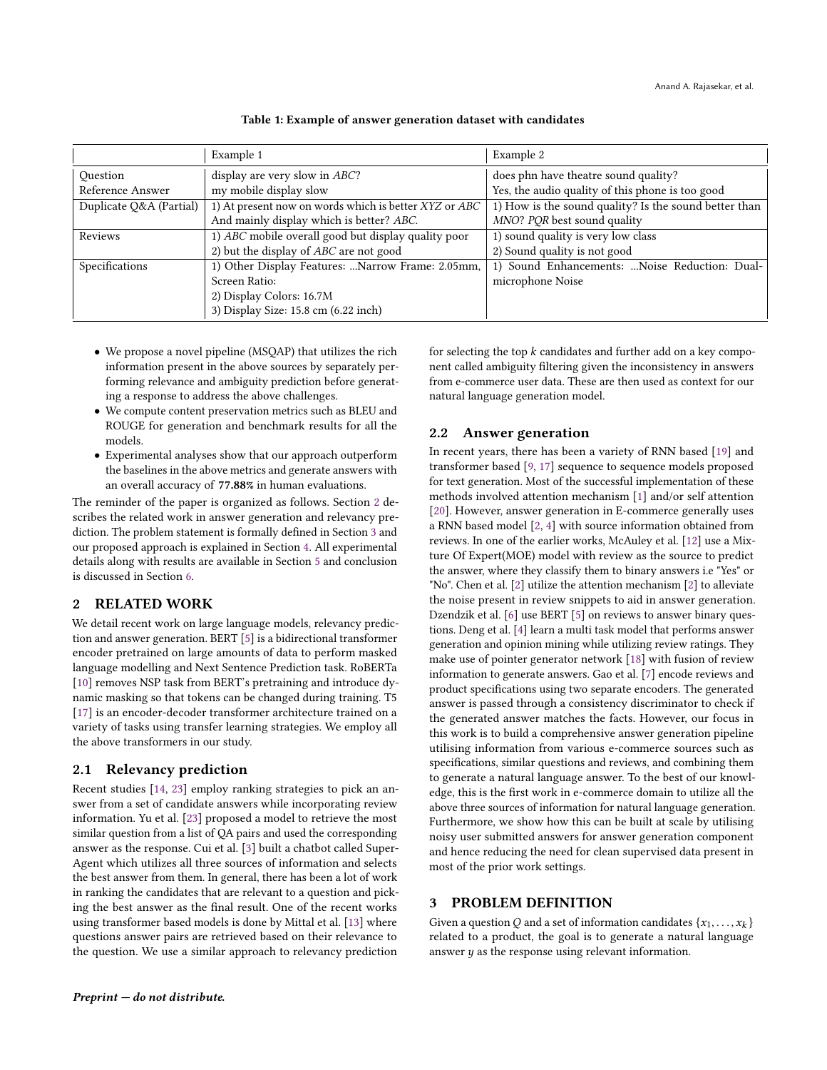Table 1: Example of answer generation dataset with candidates

| | Example 1 | Example 2 |
|---|---|---|
| Question | display are very slow in *ABC*? | does phn have theatre sound quality? |
| Reference Answer | my mobile display slow | Yes, the audio quality of this phone is too good |
| Duplicate Q&A (Partial) | 1) At present now on words which is better *XYZ* or *ABC* And mainly display which is better? *ABC*. | 1) How is the sound quality? Is the sound better than *MNO*? *PQR* best sound quality |
| Reviews | 1) *ABC* mobile overall good but display quality poor<br>2) but the display of *ABC* are not good | 1) sound quality is very low class<br>2) Sound quality is not good |
| Specifications | 1) Other Display Features: ...Narrow Frame: 2.05mm, Screen Ratio:<br>2) Display Colors: 16.7M<br>3) Display Size: 15.8 cm (6.22 inch) | 1) Sound Enhancements: ...Noise Reduction: Dual-microphone Noise |

- We propose a novel pipeline (MSQAP) that utilizes the rich information present in the above sources by separately performing relevance and ambiguity prediction before generating a response to address the above challenges.
- We compute content preservation metrics such as BLEU and ROUGE for generation and benchmark results for all the models.
- Experimental analyses show that our approach outperform the baselines in the above metrics and generate answers with an overall accuracy of **77.88%** in human evaluations.

The reminder of the paper is organized as follows. Section 2 describes the related work in answer generation and relevancy prediction. The problem statement is formally defined in Section 3 and our proposed approach is explained in Section 4. All experimental details along with results are available in Section 5 and conclusion is discussed in Section 6.

## 2 RELATED WORK

We detail recent work on large language models, relevancy prediction and answer generation. BERT [5] is a bidirectional transformer encoder pretrained on large amounts of data to perform masked language modelling and Next Sentence Prediction task. RoBERTa [10] removes NSP task from BERT's pretraining and introduce dynamic masking so that tokens can be changed during training. T5 [17] is an encoder-decoder transformer architecture trained on a variety of tasks using transfer learning strategies. We employ all the above transformers in our study.

### 2.1 Relevancy prediction

Recent studies [14, 23] employ ranking strategies to pick an answer from a set of candidate answers while incorporating review information. Yu et al. [23] proposed a model to retrieve the most similar question from a list of QA pairs and used the corresponding answer as the response. Cui et al. [3] built a chatbot called SuperAgent which utilizes all three sources of information and selects the best answer from them. In general, there has been a lot of work in ranking the candidates that are relevant to a question and picking the best answer as the final result. One of the recent works using transformer based models is done by Mittal et al. [13] where questions answer pairs are retrieved based on their relevance to the question. We use a similar approach to relevancy prediction for selecting the top $k$ candidates and further add on a key component called ambiguity filtering given the inconsistency in answers from e-commerce user data. These are then used as context for our natural language generation model.

### 2.2 Answer generation

In recent years, there has been a variety of RNN based [19] and transformer based [9, 17] sequence to sequence models proposed for text generation. Most of the successful implementation of these methods involved attention mechanism [1] and/or self attention [20]. However, answer generation in E-commerce generally uses a RNN based model [2, 4] with source information obtained from reviews. In one of the earlier works, McAuley et al. [12] use a Mixture Of Expert(MOE) model with review as the source to predict the answer, where they classify them to binary answers i.e "Yes" or "No". Chen et al. [2] utilize the attention mechanism [2] to alleviate the noise present in review snippets to aid in answer generation. Dzendzik et al. [6] use BERT [5] on reviews to answer binary questions. Deng et al. [4] learn a multi task model that performs answer generation and opinion mining while utilizing review ratings. They make use of pointer generator network [18] with fusion of review information to generate answers. Gao et al. [7] encode reviews and product specifications using two separate encoders. The generated answer is passed through a consistency discriminator to check if the generated answer matches the facts. However, our focus in this work is to build a comprehensive answer generation pipeline utilising information from various e-commerce sources such as specifications, similar questions and reviews, and combining them to generate a natural language answer. To the best of our knowledge, this is the first work in e-commerce domain to utilize all the above three sources of information for natural language generation. Furthermore, we show how this can be built at scale by utilising noisy user submitted answers for answer generation component and hence reducing the need for clean supervised data present in most of the prior work settings.

## 3 PROBLEM DEFINITION

Given a question $Q$ and a set of information candidates $\{x_1, \ldots, x_k\}$ related to a product, the goal is to generate a natural language answer $y$ as the response using relevant information.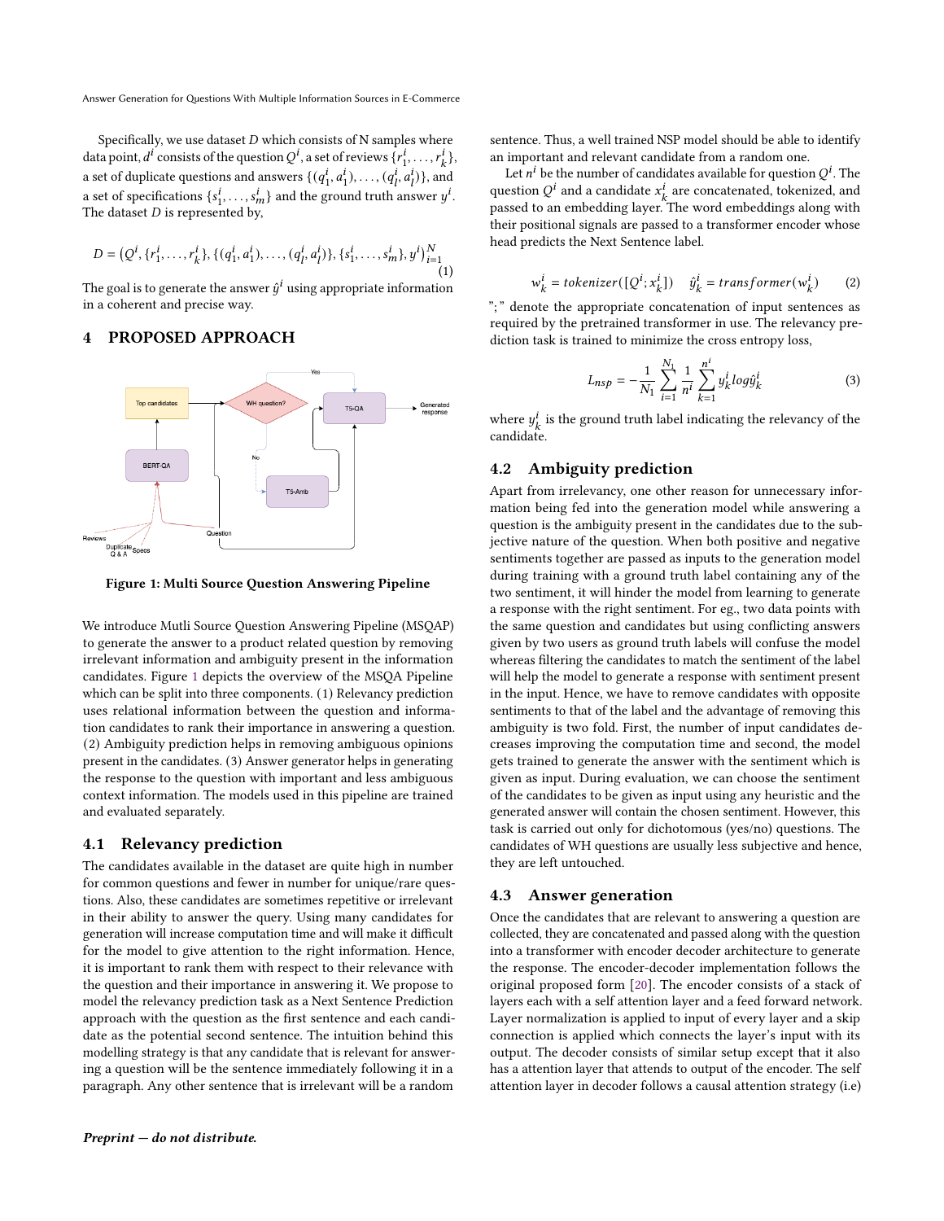Specifically, we use dataset $D$ which consists of N samples where data point, $d^i$ consists of the question $Q^i$, a set of reviews $\{r^i_1, \ldots, r^i_k\}$, a set of duplicate questions and answers $\{(q^i_1, a^i_1), \ldots, (q^i_l, a^i_l)\}$, and a set of specifications $\{s^i_1, \ldots, s^i_m\}$ and the ground truth answer $y^i$. The dataset $D$ is represented by,

$$D = \left(Q^i, \{r^i_1, \ldots, r^i_k\}, \{(q^i_1, a^i_1), \ldots, (q^i_l, a^i_l)\}, \{s^i_1, \ldots, s^i_m\}, y^i\right)_{i=1}^N \tag{1}$$

The goal is to generate the answer $\hat{y}^i$ using appropriate information in a coherent and precise way.

## 4 PROPOSED APPROACH

Figure 1: Multi Source Question Answering Pipeline

We introduce Mutli Source Question Answering Pipeline (MSQAP) to generate the answer to a product related question by removing irrelevant information and ambiguity present in the information candidates. Figure 1 depicts the overview of the MSQA Pipeline which can be split into three components. (1) Relevancy prediction uses relational information between the question and information candidates to rank their importance in answering a question. (2) Ambiguity prediction helps in removing ambiguous opinions present in the candidates. (3) Answer generator helps in generating the response to the question with important and less ambiguous context information. The models used in this pipeline are trained and evaluated separately.

### 4.1 Relevancy prediction

The candidates available in the dataset are quite high in number for common questions and fewer in number for unique/rare questions. Also, these candidates are sometimes repetitive or irrelevant in their ability to answer the query. Using many candidates for generation will increase computation time and will make it difficult for the model to give attention to the right information. Hence, it is important to rank them with respect to their relevance with the question and their importance in answering it. We propose to model the relevancy prediction task as a Next Sentence Prediction approach with the question as the first sentence and each candidate as the potential second sentence. The intuition behind this modelling strategy is that any candidate that is relevant for answering a question will be the sentence immediately following it in a paragraph. Any other sentence that is irrelevant will be a random sentence. Thus, a well trained NSP model should be able to identify an important and relevant candidate from a random one.

Let $n^i$ be the number of candidates available for question $Q^i$. The question $Q^i$ and a candidate $x^i_k$ are concatenated, tokenized, and passed to an embedding layer. The word embeddings along with their positional signals are passed to a transformer encoder whose head predicts the Next Sentence label.

$$w^i_k = tokenizer([Q^i; x^i_k]) \quad \hat{y}^i_k = transformer(w^i_k) \tag{2}$$

";" denote the appropriate concatenation of input sentences as required by the pretrained transformer in use. The relevancy prediction task is trained to minimize the cross entropy loss,

$$L_{nsp} = -\frac{1}{N_1}\sum_{i=1}^{N_1}\frac{1}{n^i}\sum_{k=1}^{n^i} y^i_k log\hat{y}^i_k \tag{3}$$

where $y^i_k$ is the ground truth label indicating the relevancy of the candidate.

### 4.2 Ambiguity prediction

Apart from irrelevancy, one other reason for unnecessary information being fed into the generation model while answering a question is the ambiguity present in the candidates due to the subjective nature of the question. When both positive and negative sentiments together are passed as inputs to the generation model during training with a ground truth label containing any of the two sentiment, it will hinder the model from learning to generate a response with the right sentiment. For eg., two data points with the same question and candidates but using conflicting answers given by two users as ground truth labels will confuse the model whereas filtering the candidates to match the sentiment of the label will help the model to generate a response with sentiment present in the input. Hence, we have to remove candidates with opposite sentiments to that of the label and the advantage of removing this ambiguity is two fold. First, the number of input candidates decreases improving the computation time and second, the model gets trained to generate the answer with the sentiment which is given as input. During evaluation, we can choose the sentiment of the candidates to be given as input using any heuristic and the generated answer will contain the chosen sentiment. However, this task is carried out only for dichotomous (yes/no) questions. The candidates of WH questions are usually less subjective and hence, they are left untouched.

### 4.3 Answer generation

Once the candidates that are relevant to answering a question are collected, they are concatenated and passed along with the question into a transformer with encoder decoder architecture to generate the response. The encoder-decoder implementation follows the original proposed form [20]. The encoder consists of a stack of layers each with a self attention layer and a feed forward network. Layer normalization is applied to input of every layer and a skip connection is applied which connects the layer's input with its output. The decoder consists of similar setup except that it also has a attention layer that attends to output of the encoder. The self attention layer in decoder follows a causal attention strategy (i.e)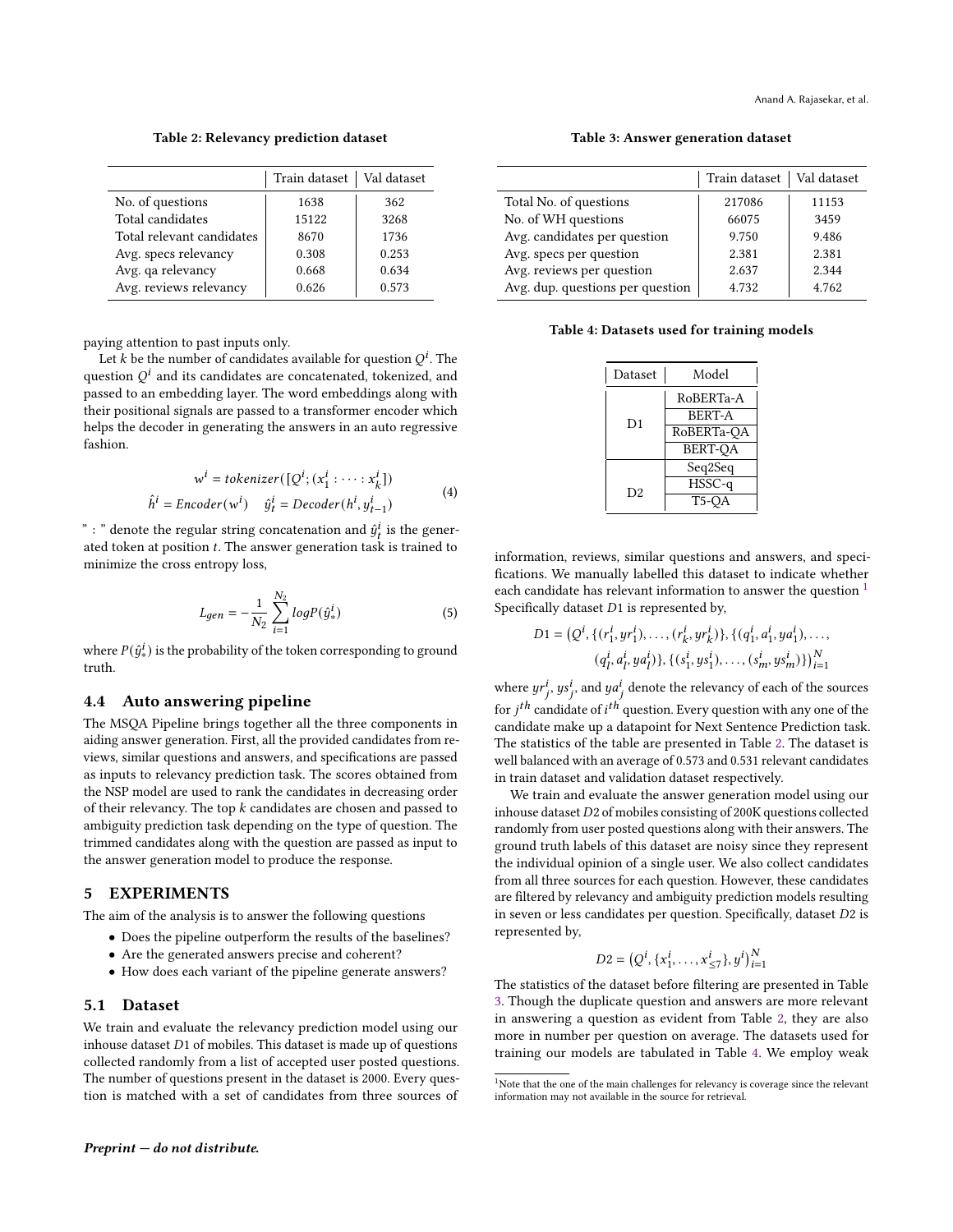**Table 2: Relevancy prediction dataset**

| | Train dataset | Val dataset |
|---|---|---|
| No. of questions | 1638 | 362 |
| Total candidates | 15122 | 3268 |
| Total relevant candidates | 8670 | 1736 |
| Avg. specs relevancy | 0.308 | 0.253 |
| Avg. qa relevancy | 0.668 | 0.634 |
| Avg. reviews relevancy | 0.626 | 0.573 |

paying attention to past inputs only.

Let $k$ be the number of candidates available for question $Q^i$. The question $Q^i$ and its candidates are concatenated, tokenized, and passed to an embedding layer. The word embeddings along with their positional signals are passed to a transformer encoder which helps the decoder in generating the answers in an auto regressive fashion.

$$
\begin{aligned}
w^i &= tokenizer([Q^i; (x_1^i : \cdots : x_k^i]) \\
\hat{h}^i &= Encoder(w^i) \quad \hat{y}_t^i = Decoder(h^i, y_{t-1}^i)
\end{aligned}
\tag{4}
$$

" : " denote the regular string concatenation and $\hat{y}_t^i$ is the generated token at position $t$. The answer generation task is trained to minimize the cross entropy loss,

$$
L_{gen} = -\frac{1}{N_2} \sum_{i=1}^{N_2} logP(\hat{y}_*^i) \tag{5}
$$

where $P(\hat{y}_*^i)$ is the probability of the token corresponding to ground truth.

## 4.4 Auto answering pipeline

The MSQA Pipeline brings together all the three components in aiding answer generation. First, all the provided candidates from reviews, similar questions and answers, and specifications are passed as inputs to relevancy prediction task. The scores obtained from the NSP model are used to rank the candidates in decreasing order of their relevancy. The top $k$ candidates are chosen and passed to ambiguity prediction task depending on the type of question. The trimmed candidates along with the question are passed as input to the answer generation model to produce the response.

# 5 EXPERIMENTS

The aim of the analysis is to answer the following questions

- Does the pipeline outperform the results of the baselines?
- Are the generated answers precise and coherent?
- How does each variant of the pipeline generate answers?

## 5.1 Dataset

We train and evaluate the relevancy prediction model using our inhouse dataset $D1$ of mobiles. This dataset is made up of questions collected randomly from a list of accepted user posted questions. The number of questions present in the dataset is 2000. Every question is matched with a set of candidates from three sources of information, reviews, similar questions and answers, and specifications. We manually labelled this dataset to indicate whether each candidate has relevant information to answer the question [1] Specifically dataset $D1$ is represented by,

$$
\begin{aligned}
D1 = \big(Q^i, \{(r_1^i, yr_1^i), \ldots, (r_k^i, yr_k^i)\}, \{(q_1^i, a_1^i, ya_1^i), \ldots, \\
(q_l^i, a_l^i, ya_l^i)\}, \{(s_1^i, ys_1^i), \ldots, (s_m^i, ys_m^i)\}\big)_{i=1}^N
\end{aligned}
$$

where $yr_j^i$, $ys_j^i$, and $ya_j^i$ denote the relevancy of each of the sources for $j^{th}$ candidate of $i^{th}$ question. Every question with any one of the candidate make up a datapoint for Next Sentence Prediction task. The statistics of the table are presented in Table 2. The dataset is well balanced with an average of 0.573 and 0.531 relevant candidates in train dataset and validation dataset respectively.

We train and evaluate the answer generation model using our inhouse dataset $D2$ of mobiles consisting of 200K questions collected randomly from user posted questions along with their answers. The ground truth labels of this dataset are noisy since they represent the individual opinion of a single user. We also collect candidates from all three sources for each question. However, these candidates are filtered by relevancy and ambiguity prediction models resulting in seven or less candidates per question. Specifically, dataset $D2$ is represented by,

$$
D2 = \big(Q^i, \{x_1^i, \ldots, x_{\leq 7}^i\}, y^i\big)_{i=1}^N
$$

The statistics of the dataset before filtering are presented in Table 3. Though the duplicate question and answers are more relevant in answering a question as evident from Table 2, they are also more in number per question on average. The datasets used for training our models are tabulated in Table 4. We employ weak

**Table 3: Answer generation dataset**

| | Train dataset | Val dataset |
|---|---|---|
| Total No. of questions | 217086 | 11153 |
| No. of WH questions | 66075 | 3459 |
| Avg. candidates per question | 9.750 | 9.486 |
| Avg. specs per question | 2.381 | 2.381 |
| Avg. reviews per question | 2.637 | 2.344 |
| Avg. dup. questions per question | 4.732 | 4.762 |

**Table 4: Datasets used for training models**

| Dataset | Model |
|---|---|
| D1 | RoBERTa-A |
| | BERT-A |
| | RoBERTa-QA |
| | BERT-QA |
| D2 | Seq2Seq |
| | HSSC-q |
| | T5-QA |

[1] Note that the one of the main challenges for relevancy is coverage since the relevant information may not available in the source for retrieval.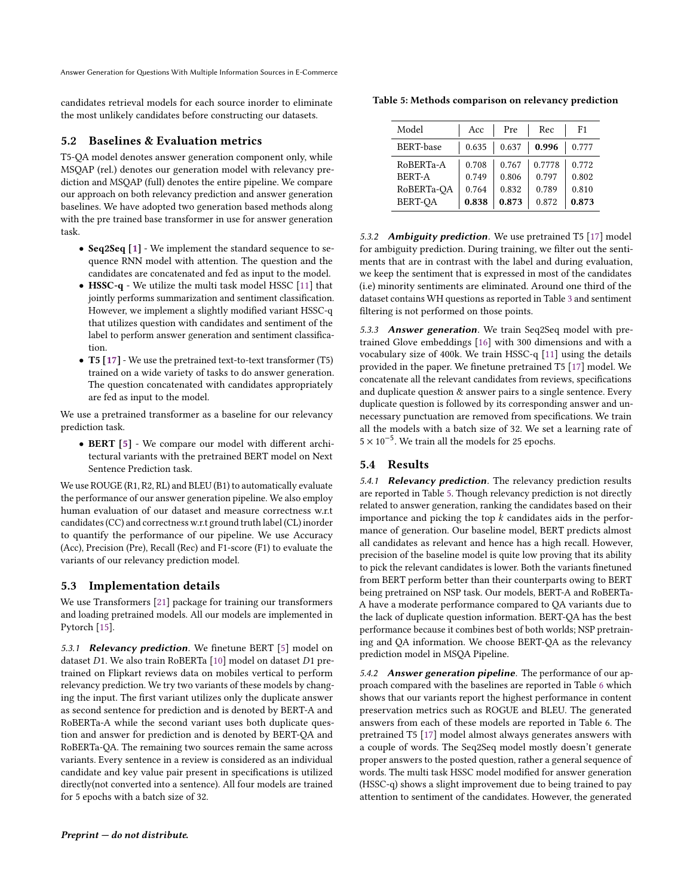candidates retrieval models for each source inorder to eliminate the most unlikely candidates before constructing our datasets.

## 5.2 Baselines & Evaluation metrics

T5-QA model denotes answer generation component only, while MSQAP (rel.) denotes our generation model with relevancy prediction and MSQAP (full) denotes the entire pipeline. We compare our approach on both relevancy prediction and answer generation baselines. We have adopted two generation based methods along with the pre trained base transformer in use for answer generation task.

- **Seq2Seq [1]** - We implement the standard sequence to sequence RNN model with attention. The question and the candidates are concatenated and fed as input to the model.
- **HSSC-q** - We utilize the multi task model HSSC [11] that jointly performs summarization and sentiment classification. However, we implement a slightly modified variant HSSC-q that utilizes question with candidates and sentiment of the label to perform answer generation and sentiment classification.
- **T5 [17]** - We use the pretrained text-to-text transformer (T5) trained on a wide variety of tasks to do answer generation. The question concatenated with candidates appropriately are fed as input to the model.

We use a pretrained transformer as a baseline for our relevancy prediction task.

- **BERT [5]** - We compare our model with different architectural variants with the pretrained BERT model on Next Sentence Prediction task.

We use ROUGE (R1, R2, RL) and BLEU (B1) to automatically evaluate the performance of our answer generation pipeline. We also employ human evaluation of our dataset and measure correctness w.r.t candidates (CC) and correctness w.r.t ground truth label (CL) inorder to quantify the performance of our pipeline. We use Accuracy (Acc), Precision (Pre), Recall (Rec) and F1-score (F1) to evaluate the variants of our relevancy prediction model.

## 5.3 Implementation details

We use Transformers [21] package for training our transformers and loading pretrained models. All our models are implemented in Pytorch [15].

*5.3.1* ***Relevancy prediction***. We finetune BERT [5] model on dataset $D1$. We also train RoBERTa [10] model on dataset $D1$ pretrained on Flipkart reviews data on mobiles vertical to perform relevancy prediction. We try two variants of these models by changing the input. The first variant utilizes only the duplicate answer as second sentence for prediction and is denoted by BERT-A and RoBERTa-A while the second variant uses both duplicate question and answer for prediction and is denoted by BERT-QA and RoBERTa-QA. The remaining two sources remain the same across variants. Every sentence in a review is considered as an individual candidate and key value pair present in specifications is utilized directly(not converted into a sentence). All four models are trained for 5 epochs with a batch size of 32.

**Table 5: Methods comparison on relevancy prediction**

| Model | Acc | Pre | Rec | F1 |
|---|---|---|---|---|
| BERT-base | 0.635 | 0.637 | **0.996** | 0.777 |
| RoBERTa-A | 0.708 | 0.767 | 0.7778 | 0.772 |
| BERT-A | 0.749 | 0.806 | 0.797 | 0.802 |
| RoBERTa-QA | 0.764 | 0.832 | 0.789 | 0.810 |
| BERT-QA | **0.838** | **0.873** | 0.872 | **0.873** |

*5.3.2* ***Ambiguity prediction***. We use pretrained T5 [17] model for ambiguity prediction. During training, we filter out the sentiments that are in contrast with the label and during evaluation, we keep the sentiment that is expressed in most of the candidates (i.e) minority sentiments are eliminated. Around one third of the dataset contains WH questions as reported in Table 3 and sentiment filtering is not performed on those points.

*5.3.3* ***Answer generation***. We train Seq2Seq model with pretrained Glove embeddings [16] with 300 dimensions and with a vocabulary size of 400k. We train HSSC-q [11] using the details provided in the paper. We finetune pretrained T5 [17] model. We concatenate all the relevant candidates from reviews, specifications and duplicate question & answer pairs to a single sentence. Every duplicate question is followed by its corresponding answer and unnecessary punctuation are removed from specifications. We train all the models with a batch size of 32. We set a learning rate of $5 \times 10^{-5}$. We train all the models for 25 epochs.

## 5.4 Results

*5.4.1* ***Relevancy prediction***. The relevancy prediction results are reported in Table 5. Though relevancy prediction is not directly related to answer generation, ranking the candidates based on their importance and picking the top $k$ candidates aids in the performance of generation. Our baseline model, BERT predicts almost all candidates as relevant and hence has a high recall. However, precision of the baseline model is quite low proving that its ability to pick the relevant candidates is lower. Both the variants finetuned from BERT perform better than their counterparts owing to BERT being pretrained on NSP task. Our models, BERT-A and RoBERTa-A have a moderate performance compared to QA variants due to the lack of duplicate question information. BERT-QA has the best performance because it combines best of both worlds; NSP pretraining and QA information. We choose BERT-QA as the relevancy prediction model in MSQA Pipeline.

*5.4.2* ***Answer generation pipeline***. The performance of our approach compared with the baselines are reported in Table 6 which shows that our variants report the highest performance in content preservation metrics such as ROGUE and BLEU. The generated answers from each of these models are reported in Table 6. The pretrained T5 [17] model almost always generates answers with a couple of words. The Seq2Seq model mostly doesn't generate proper answers to the posted question, rather a general sequence of words. The multi task HSSC model modified for answer generation (HSSC-q) shows a slight improvement due to being trained to pay attention to sentiment of the candidates. However, the generated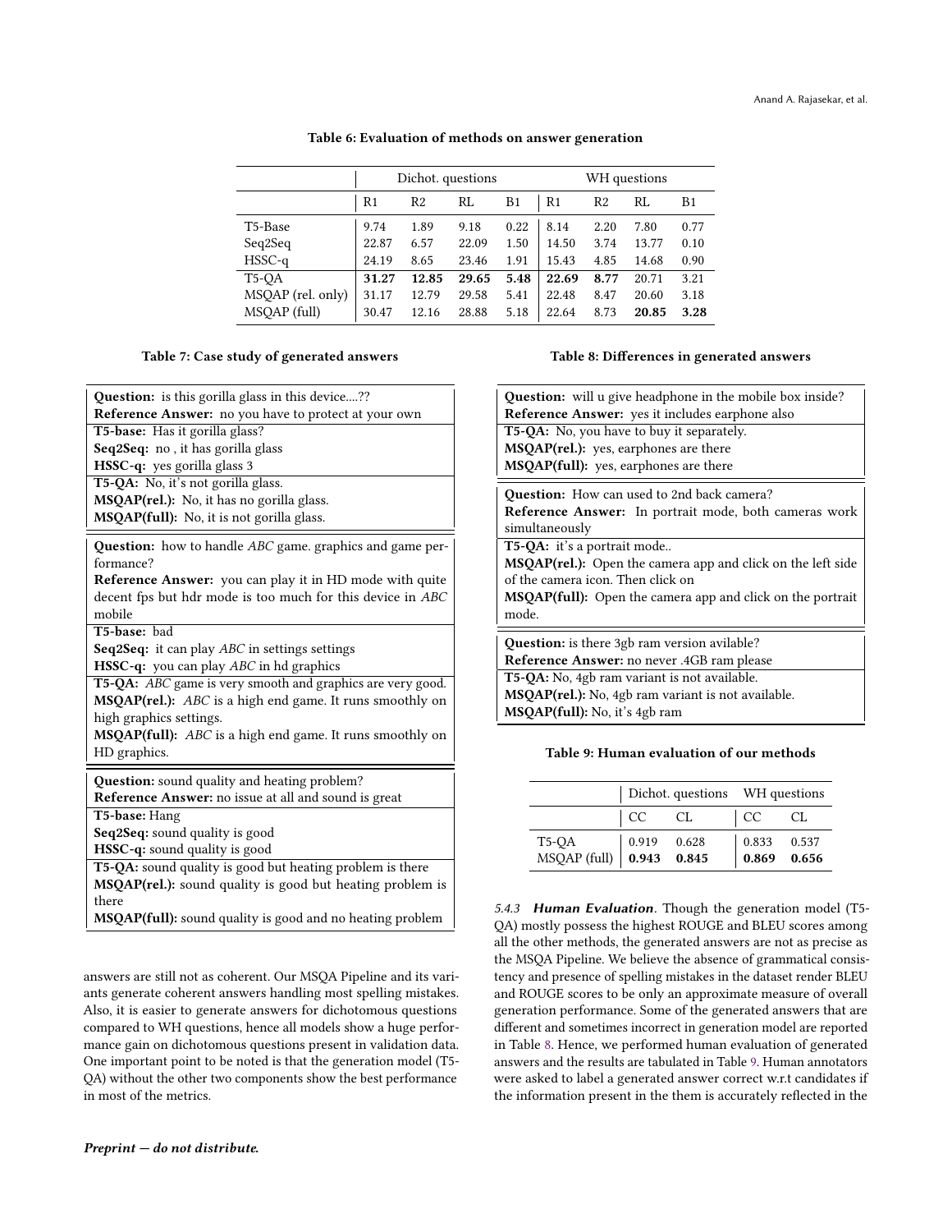**Table 6: Evaluation of methods on answer generation**

| | Dichot. questions | | | | WH questions | | | |
|---|---|---|---|---|---|---|---|---|
| | R1 | R2 | RL | B1 | R1 | R2 | RL | B1 |
| T5-Base | 9.74 | 1.89 | 9.18 | 0.22 | 8.14 | 2.20 | 7.80 | 0.77 |
| Seq2Seq | 22.87 | 6.57 | 22.09 | 1.50 | 14.50 | 3.74 | 13.77 | 0.10 |
| HSSC-q | 24.19 | 8.65 | 23.46 | 1.91 | 15.43 | 4.85 | 14.68 | 0.90 |
| T5-QA | **31.27** | **12.85** | **29.65** | **5.48** | **22.69** | **8.77** | 20.71 | 3.21 |
| MSQAP (rel. only) | 31.17 | 12.79 | 29.58 | 5.41 | 22.48 | 8.47 | 20.60 | 3.18 |
| MSQAP (full) | 30.47 | 12.16 | 28.88 | 5.18 | 22.64 | 8.73 | **20.85** | **3.28** |

**Table 7: Case study of generated answers**

| |
|---|
| **Question:** is this gorilla glass in this device....?? <br> **Reference Answer:** no you have to protect at your own |
| **T5-base:** Has it gorilla glass? <br> **Seq2Seq:** no , it has gorilla glass <br> **HSSC-q:** yes gorilla glass 3 |
| **T5-QA:** No, it's not gorilla glass. <br> **MSQAP(rel.):** No, it has no gorilla glass. <br> **MSQAP(full):** No, it is not gorilla glass. |
| **Question:** how to handle *ABC* game. graphics and game performance? <br> **Reference Answer:** you can play it in HD mode with quite decent fps but hdr mode is too much for this device in *ABC* mobile |
| **T5-base:** bad <br> **Seq2Seq:** it can play *ABC* in settings settings <br> **HSSC-q:** you can play *ABC* in hd graphics |
| **T5-QA:** *ABC* game is very smooth and graphics are very good. <br> **MSQAP(rel.):** *ABC* is a high end game. It runs smoothly on high graphics settings. <br> **MSQAP(full):** *ABC* is a high end game. It runs smoothly on HD graphics. |
| **Question:** sound quality and heating problem? <br> **Reference Answer:** no issue at all and sound is great |
| **T5-base:** Hang <br> **Seq2Seq:** sound quality is good <br> **HSSC-q:** sound quality is good |
| **T5-QA:** sound quality is good but heating problem is there <br> **MSQAP(rel.):** sound quality is good but heating problem is there <br> **MSQAP(full):** sound quality is good and no heating problem |

answers are still not as coherent. Our MSQA Pipeline and its variants generate coherent answers handling most spelling mistakes. Also, it is easier to generate answers for dichotomous questions compared to WH questions, hence all models show a huge performance gain on dichotomous questions present in validation data. One important point to be noted is that the generation model (T5-QA) without the other two components show the best performance in most of the metrics.

**Table 8: Differences in generated answers**

| |
|---|
| **Question:** will u give headphone in the mobile box inside? <br> **Reference Answer:** yes it includes earphone also |
| **T5-QA:** No, you have to buy it separately. <br> **MSQAP(rel.):** yes, earphones are there <br> **MSQAP(full):** yes, earphones are there |
| **Question:** How can used to 2nd back camera? <br> **Reference Answer:** In portrait mode, both cameras work simultaneously |
| **T5-QA:** it's a portrait mode.. <br> **MSQAP(rel.):** Open the camera app and click on the left side of the camera icon. Then click on <br> **MSQAP(full):** Open the camera app and click on the portrait mode. |
| **Question:** is there 3gb ram version avilable? <br> **Reference Answer:** no never .4GB ram please |
| **T5-QA:** No, 4gb ram variant is not available. <br> **MSQAP(rel.):** No, 4gb ram variant is not available. <br> **MSQAP(full):** No, it's 4gb ram |

**Table 9: Human evaluation of our methods**

| | Dichot. questions | | WH questions | |
|---|---|---|---|---|
| | CC | CL | CC | CL |
| T5-QA | 0.919 | 0.628 | 0.833 | 0.537 |
| MSQAP (full) | **0.943** | **0.845** | **0.869** | **0.656** |

#### 5.4.3 *Human Evaluation*.

Though the generation model (T5-QA) mostly possess the highest ROUGE and BLEU scores among all the other methods, the generated answers are not as precise as the MSQA Pipeline. We believe the absence of grammatical consistency and presence of spelling mistakes in the dataset render BLEU and ROUGE scores to be only an approximate measure of overall generation performance. Some of the generated answers that are different and sometimes incorrect in generation model are reported in Table 8. Hence, we performed human evaluation of generated answers and the results are tabulated in Table 9. Human annotators were asked to label a generated answer correct w.r.t candidates if the information present in the them is accurately reflected in the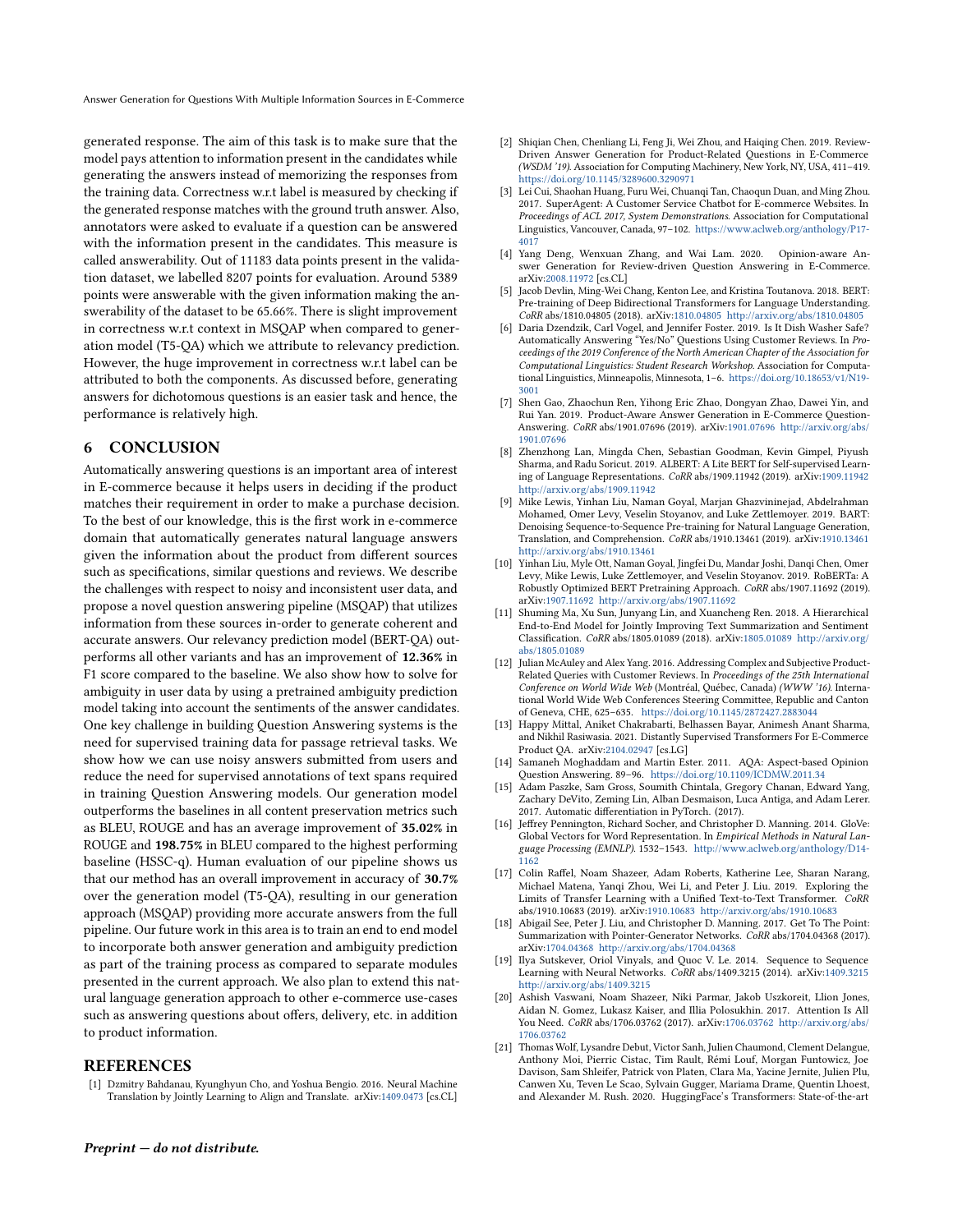generated response. The aim of this task is to make sure that the model pays attention to information present in the candidates while generating the answers instead of memorizing the responses from the training data. Correctness w.r.t label is measured by checking if the generated response matches with the ground truth answer. Also, annotators were asked to evaluate if a question can be answered with the information present in the candidates. This measure is called answerability. Out of 11183 data points present in the validation dataset, we labelled 8207 points for evaluation. Around 5389 points were answerable with the given information making the answerability of the dataset to be 65.66%. There is slight improvement in correctness w.r.t context in MSQAP when compared to generation model (T5-QA) which we attribute to relevancy prediction. However, the huge improvement in correctness w.r.t label can be attributed to both the components. As discussed before, generating answers for dichotomous questions is an easier task and hence, the performance is relatively high.

## 6 CONCLUSION

Automatically answering questions is an important area of interest in E-commerce because it helps users in deciding if the product matches their requirement in order to make a purchase decision. To the best of our knowledge, this is the first work in e-commerce domain that automatically generates natural language answers given the information about the product from different sources such as specifications, similar questions and reviews. We describe the challenges with respect to noisy and inconsistent user data, and propose a novel question answering pipeline (MSQAP) that utilizes information from these sources in-order to generate coherent and accurate answers. Our relevancy prediction model (BERT-QA) outperforms all other variants and has an improvement of **12.36%** in F1 score compared to the baseline. We also show how to solve for ambiguity in user data by using a pretrained ambiguity prediction model taking into account the sentiments of the answer candidates. One key challenge in building Question Answering systems is the need for supervised training data for passage retrieval tasks. We show how we can use noisy answers submitted from users and reduce the need for supervised annotations of text spans required in training Question Answering models. Our generation model outperforms the baselines in all content preservation metrics such as BLEU, ROUGE and has an average improvement of **35.02%** in ROUGE and **198.75%** in BLEU compared to the highest performing baseline (HSSC-q). Human evaluation of our pipeline shows us that our method has an overall improvement in accuracy of **30.7%** over the generation model (T5-QA), resulting in our generation approach (MSQAP) providing more accurate answers from the full pipeline. Our future work in this area is to train an end to end model to incorporate both answer generation and ambiguity prediction as part of the training process as compared to separate modules presented in the current approach. We also plan to extend this natural language generation approach to other e-commerce use-cases such as answering questions about offers, delivery, etc. in addition to product information.

## REFERENCES

[1] Dzmitry Bahdanau, Kyunghyun Cho, and Yoshua Bengio. 2016. Neural Machine Translation by Jointly Learning to Align and Translate. arXiv:1409.0473 [cs.CL]

[2] Shiqian Chen, Chenliang Li, Feng Ji, Wei Zhou, and Haiqing Chen. 2019. Review-Driven Answer Generation for Product-Related Questions in E-Commerce *(WSDM '19)*. Association for Computing Machinery, New York, NY, USA, 411–419. https://doi.org/10.1145/3289600.3290971

[3] Lei Cui, Shaohan Huang, Furu Wei, Chuanqi Tan, Chaoqun Duan, and Ming Zhou. 2017. SuperAgent: A Customer Service Chatbot for E-commerce Websites. In *Proceedings of ACL 2017, System Demonstrations*. Association for Computational Linguistics, Vancouver, Canada, 97–102. https://www.aclweb.org/anthology/P17-4017

[4] Yang Deng, Wenxuan Zhang, and Wai Lam. 2020. Opinion-aware Answer Generation for Review-driven Question Answering in E-Commerce. arXiv:2008.11972 [cs.CL]

[5] Jacob Devlin, Ming-Wei Chang, Kenton Lee, and Kristina Toutanova. 2018. BERT: Pre-training of Deep Bidirectional Transformers for Language Understanding. *CoRR* abs/1810.04805 (2018). arXiv:1810.04805 http://arxiv.org/abs/1810.04805

[6] Daria Dzendzik, Carl Vogel, and Jennifer Foster. 2019. Is It Dish Washer Safe? Automatically Answering "Yes/No" Questions Using Customer Reviews. In *Proceedings of the 2019 Conference of the North American Chapter of the Association for Computational Linguistics: Student Research Workshop*. Association for Computational Linguistics, Minneapolis, Minnesota, 1–6. https://doi.org/10.18653/v1/N19-3001

[7] Shen Gao, Zhaochun Ren, Yihong Eric Zhao, Dongyan Zhao, Dawei Yin, and Rui Yan. 2019. Product-Aware Answer Generation in E-Commerce Question-Answering. *CoRR* abs/1901.07696 (2019). arXiv:1901.07696 http://arxiv.org/abs/1901.07696

[8] Zhenzhong Lan, Mingda Chen, Sebastian Goodman, Kevin Gimpel, Piyush Sharma, and Radu Soricut. 2019. ALBERT: A Lite BERT for Self-supervised Learning of Language Representations. *CoRR* abs/1909.11942 (2019). arXiv:1909.11942 http://arxiv.org/abs/1909.11942

[9] Mike Lewis, Yinhan Liu, Naman Goyal, Marjan Ghazvininejad, Abdelrahman Mohamed, Omer Levy, Veselin Stoyanov, and Luke Zettlemoyer. 2019. BART: Denoising Sequence-to-Sequence Pre-training for Natural Language Generation, Translation, and Comprehension. *CoRR* abs/1910.13461 (2019). arXiv:1910.13461 http://arxiv.org/abs/1910.13461

[10] Yinhan Liu, Myle Ott, Naman Goyal, Jingfei Du, Mandar Joshi, Danqi Chen, Omer Levy, Mike Lewis, Luke Zettlemoyer, and Veselin Stoyanov. 2019. RoBERTa: A Robustly Optimized BERT Pretraining Approach. *CoRR* abs/1907.11692 (2019). arXiv:1907.11692 http://arxiv.org/abs/1907.11692

[11] Shuming Ma, Xu Sun, Junyang Lin, and Xuancheng Ren. 2018. A Hierarchical End-to-End Model for Jointly Improving Text Summarization and Sentiment Classification. *CoRR* abs/1805.01089 (2018). arXiv:1805.01089 http://arxiv.org/abs/1805.01089

[12] Julian McAuley and Alex Yang. 2016. Addressing Complex and Subjective Product-Related Queries with Customer Reviews. In *Proceedings of the 25th International Conference on World Wide Web* (Montréal, Québec, Canada) *(WWW '16)*. International World Wide Web Conferences Steering Committee, Republic and Canton of Geneva, CHE, 625–635. https://doi.org/10.1145/2872427.2883044

[13] Happy Mittal, Aniket Chakrabarti, Belhassen Bayar, Animesh Anant Sharma, and Nikhil Rasiwasia. 2021. Distantly Supervised Transformers For E-Commerce Product QA. arXiv:2104.02947 [cs.LG]

[14] Samaneh Moghaddam and Martin Ester. 2011. AQA: Aspect-based Opinion Question Answering. 89–96. https://doi.org/10.1109/ICDMW.2011.34

[15] Adam Paszke, Sam Gross, Soumith Chintala, Gregory Chanan, Edward Yang, Zachary DeVito, Zeming Lin, Alban Desmaison, Luca Antiga, and Adam Lerer. 2017. Automatic differentiation in PyTorch. (2017).

[16] Jeffrey Pennington, Richard Socher, and Christopher D. Manning. 2014. GloVe: Global Vectors for Word Representation. In *Empirical Methods in Natural Language Processing (EMNLP)*. 1532–1543. http://www.aclweb.org/anthology/D14-1162

[17] Colin Raffel, Noam Shazeer, Adam Roberts, Katherine Lee, Sharan Narang, Michael Matena, Yanqi Zhou, Wei Li, and Peter J. Liu. 2019. Exploring the Limits of Transfer Learning with a Unified Text-to-Text Transformer. *CoRR* abs/1910.10683 (2019). arXiv:1910.10683 http://arxiv.org/abs/1910.10683

[18] Abigail See, Peter J. Liu, and Christopher D. Manning. 2017. Get To The Point: Summarization with Pointer-Generator Networks. *CoRR* abs/1704.04368 (2017). arXiv:1704.04368 http://arxiv.org/abs/1704.04368

[19] Ilya Sutskever, Oriol Vinyals, and Quoc V. Le. 2014. Sequence to Sequence Learning with Neural Networks. *CoRR* abs/1409.3215 (2014). arXiv:1409.3215 http://arxiv.org/abs/1409.3215

[20] Ashish Vaswani, Noam Shazeer, Niki Parmar, Jakob Uszkoreit, Llion Jones, Aidan N. Gomez, Lukasz Kaiser, and Illia Polosukhin. 2017. Attention Is All You Need. *CoRR* abs/1706.03762 (2017). arXiv:1706.03762 http://arxiv.org/abs/1706.03762

[21] Thomas Wolf, Lysandre Debut, Victor Sanh, Julien Chaumond, Clement Delangue, Anthony Moi, Pierric Cistac, Tim Rault, Rémi Louf, Morgan Funtowicz, Joe Davison, Sam Shleifer, Patrick von Platen, Clara Ma, Yacine Jernite, Julien Plu, Canwen Xu, Teven Le Scao, Sylvain Gugger, Mariama Drame, Quentin Lhoest, and Alexander M. Rush. 2020. HuggingFace's Transformers: State-of-the-art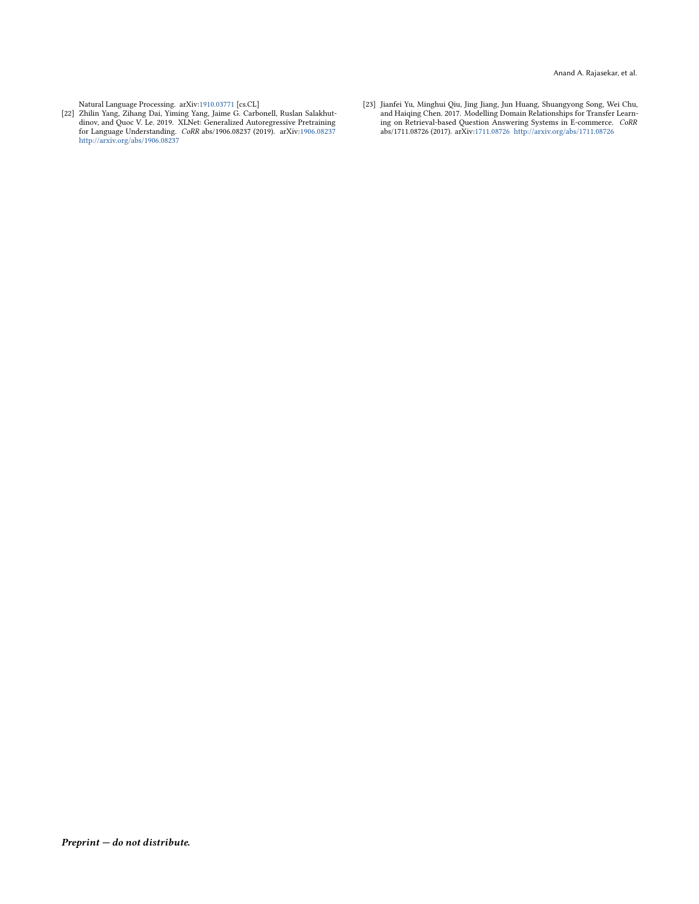Natural Language Processing. arXiv:1910.03771 [cs.CL]

[22] Zhilin Yang, Zihang Dai, Yiming Yang, Jaime G. Carbonell, Ruslan Salakhutdinov, and Quoc V. Le. 2019. XLNet: Generalized Autoregressive Pretraining for Language Understanding. *CoRR* abs/1906.08237 (2019). arXiv:1906.08237 http://arxiv.org/abs/1906.08237

[23] Jianfei Yu, Minghui Qiu, Jing Jiang, Jun Huang, Shuangyong Song, Wei Chu, and Haiqing Chen. 2017. Modelling Domain Relationships for Transfer Learning on Retrieval-based Question Answering Systems in E-commerce. *CoRR* abs/1711.08726 (2017). arXiv:1711.08726 http://arxiv.org/abs/1711.08726

***Preprint — do not distribute.***